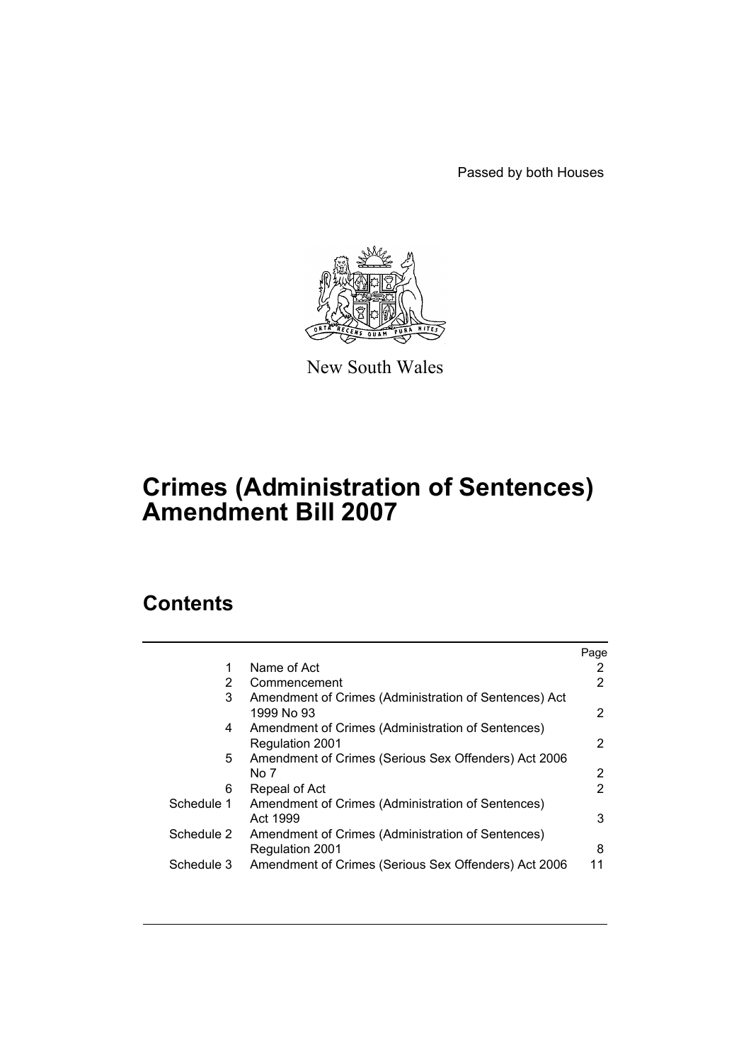Passed by both Houses

New South Wales

# Crimes (Administration of Sentences) Amendment Bill 2007

## Contents

| | | Page |
|---|---|---|
| 1 | Name of Act | 2 |
| 2 | Commencement | 2 |
| 3 | Amendment of Crimes (Administration of Sentences) Act 1999 No 93 | 2 |
| 4 | Amendment of Crimes (Administration of Sentences) Regulation 2001 | 2 |
| 5 | Amendment of Crimes (Serious Sex Offenders) Act 2006 No 7 | 2 |
| 6 | Repeal of Act | 2 |
| Schedule 1 | Amendment of Crimes (Administration of Sentences) Act 1999 | 3 |
| Schedule 2 | Amendment of Crimes (Administration of Sentences) Regulation 2001 | 8 |
| Schedule 3 | Amendment of Crimes (Serious Sex Offenders) Act 2006 | 11 |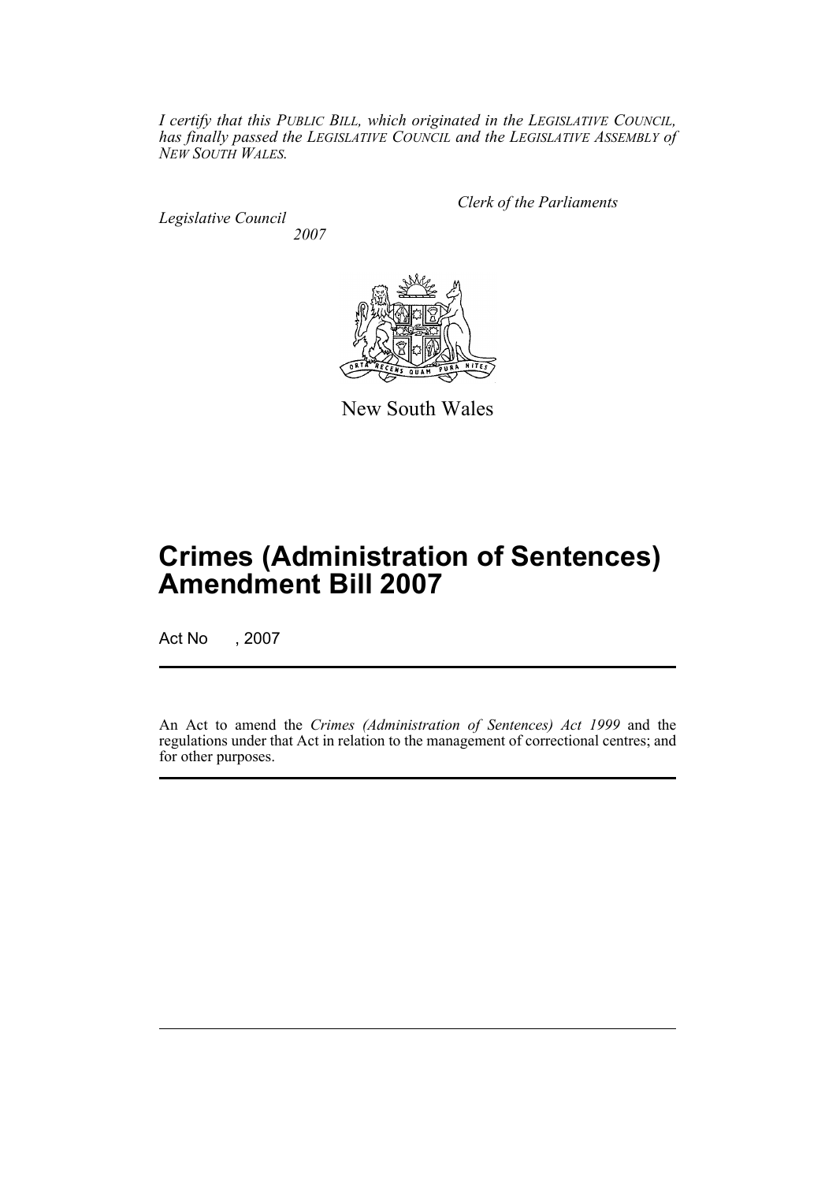*I certify that this PUBLIC BILL, which originated in the LEGISLATIVE COUNCIL, has finally passed the LEGISLATIVE COUNCIL and the LEGISLATIVE ASSEMBLY of NEW SOUTH WALES.*

*Clerk of the Parliaments*

*Legislative Council*
*2007*

New South Wales

# Crimes (Administration of Sentences) Amendment Bill 2007

Act No , 2007

An Act to amend the *Crimes (Administration of Sentences) Act 1999* and the regulations under that Act in relation to the management of correctional centres; and for other purposes.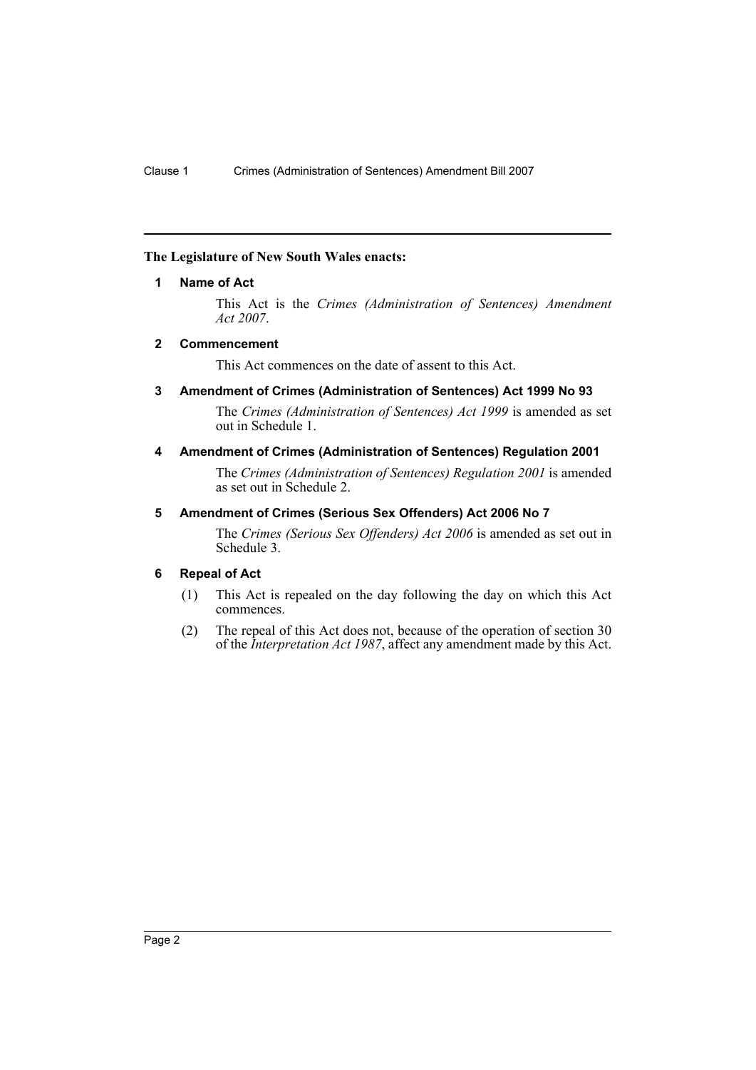**The Legislature of New South Wales enacts:**

## 1 Name of Act

This Act is the *Crimes (Administration of Sentences) Amendment Act 2007*.

## 2 Commencement

This Act commences on the date of assent to this Act.

## 3 Amendment of Crimes (Administration of Sentences) Act 1999 No 93

The *Crimes (Administration of Sentences) Act 1999* is amended as set out in Schedule 1.

## 4 Amendment of Crimes (Administration of Sentences) Regulation 2001

The *Crimes (Administration of Sentences) Regulation 2001* is amended as set out in Schedule 2.

## 5 Amendment of Crimes (Serious Sex Offenders) Act 2006 No 7

The *Crimes (Serious Sex Offenders) Act 2006* is amended as set out in Schedule 3.

## 6 Repeal of Act

(1) This Act is repealed on the day following the day on which this Act commences.

(2) The repeal of this Act does not, because of the operation of section 30 of the *Interpretation Act 1987*, affect any amendment made by this Act.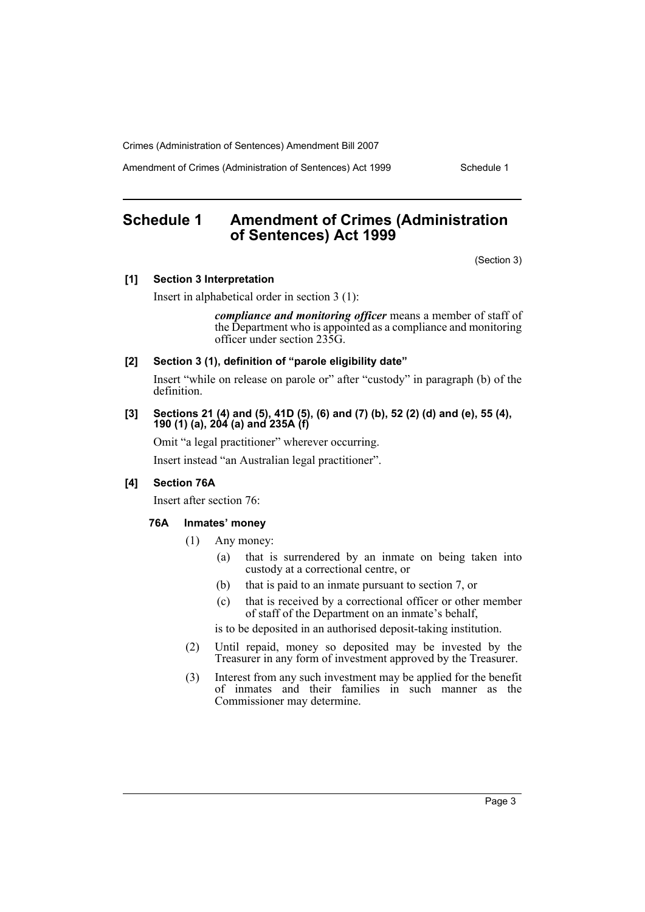# Schedule 1 Amendment of Crimes (Administration of Sentences) Act 1999

(Section 3)

**[1] Section 3 Interpretation**

Insert in alphabetical order in section 3 (1):

> ***compliance and monitoring officer*** means a member of staff of the Department who is appointed as a compliance and monitoring officer under section 235G.

**[2] Section 3 (1), definition of "parole eligibility date"**

Insert "while on release on parole or" after "custody" in paragraph (b) of the definition.

**[3] Sections 21 (4) and (5), 41D (5), (6) and (7) (b), 52 (2) (d) and (e), 55 (4), 190 (1) (a), 204 (a) and 235A (f)**

Omit "a legal practitioner" wherever occurring.

Insert instead "an Australian legal practitioner".

**[4] Section 76A**

Insert after section 76:

**76A Inmates' money**

(1) Any money:

- (a) that is surrendered by an inmate on being taken into custody at a correctional centre, or
- (b) that is paid to an inmate pursuant to section 7, or
- (c) that is received by a correctional officer or other member of staff of the Department on an inmate's behalf,

is to be deposited in an authorised deposit-taking institution.

(2) Until repaid, money so deposited may be invested by the Treasurer in any form of investment approved by the Treasurer.

(3) Interest from any such investment may be applied for the benefit of inmates and their families in such manner as the Commissioner may determine.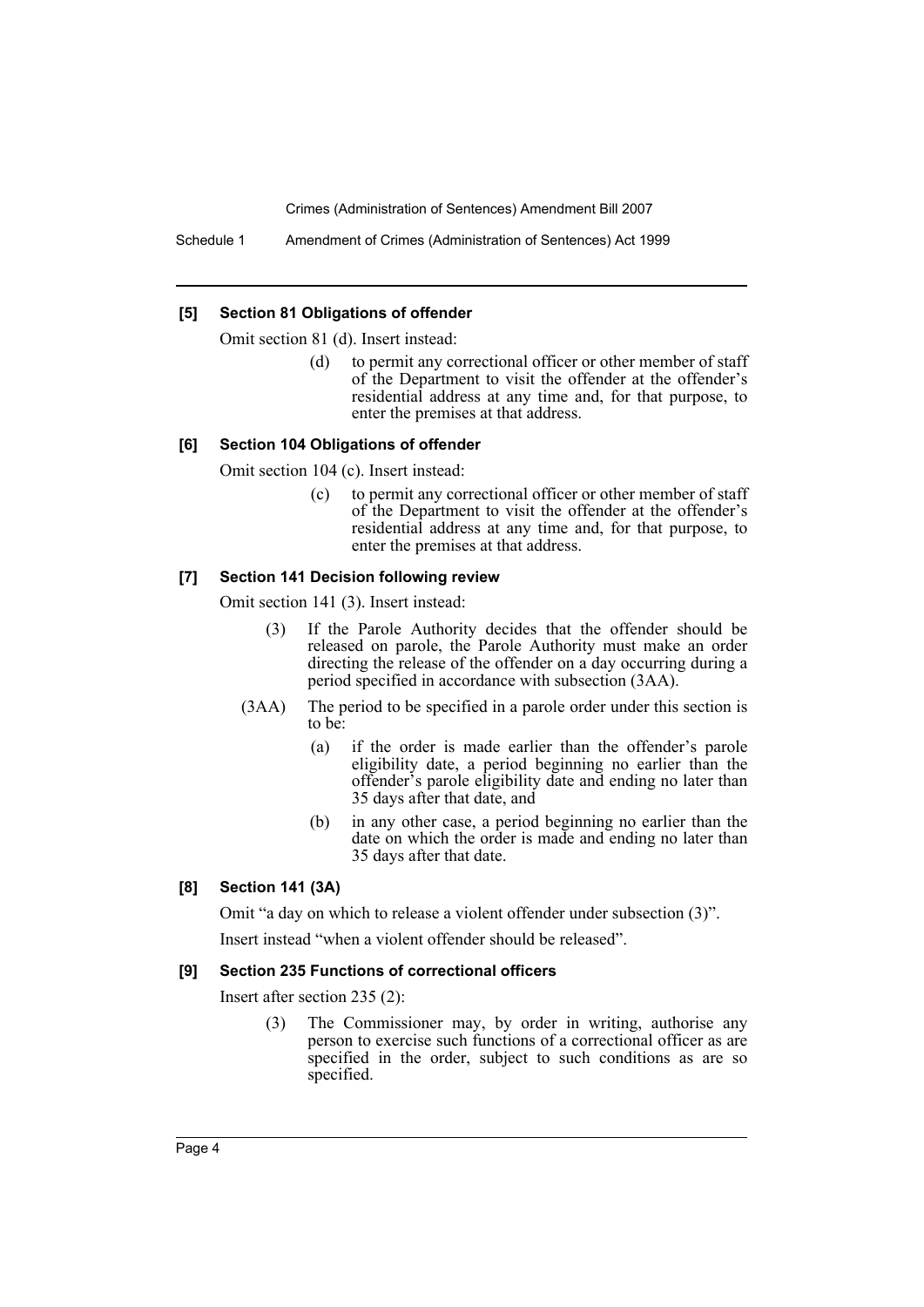### [5] Section 81 Obligations of offender

Omit section 81 (d). Insert instead:

> (d) to permit any correctional officer or other member of staff of the Department to visit the offender at the offender's residential address at any time and, for that purpose, to enter the premises at that address.

### [6] Section 104 Obligations of offender

Omit section 104 (c). Insert instead:

> (c) to permit any correctional officer or other member of staff of the Department to visit the offender at the offender's residential address at any time and, for that purpose, to enter the premises at that address.

### [7] Section 141 Decision following review

Omit section 141 (3). Insert instead:

> (3) If the Parole Authority decides that the offender should be released on parole, the Parole Authority must make an order directing the release of the offender on a day occurring during a period specified in accordance with subsection (3AA).
>
> (3AA) The period to be specified in a parole order under this section is to be:
>
> (a) if the order is made earlier than the offender's parole eligibility date, a period beginning no earlier than the offender's parole eligibility date and ending no later than 35 days after that date, and
>
> (b) in any other case, a period beginning no earlier than the date on which the order is made and ending no later than 35 days after that date.

### [8] Section 141 (3A)

Omit "a day on which to release a violent offender under subsection (3)".

Insert instead "when a violent offender should be released".

### [9] Section 235 Functions of correctional officers

Insert after section 235 (2):

> (3) The Commissioner may, by order in writing, authorise any person to exercise such functions of a correctional officer as are specified in the order, subject to such conditions as are so specified.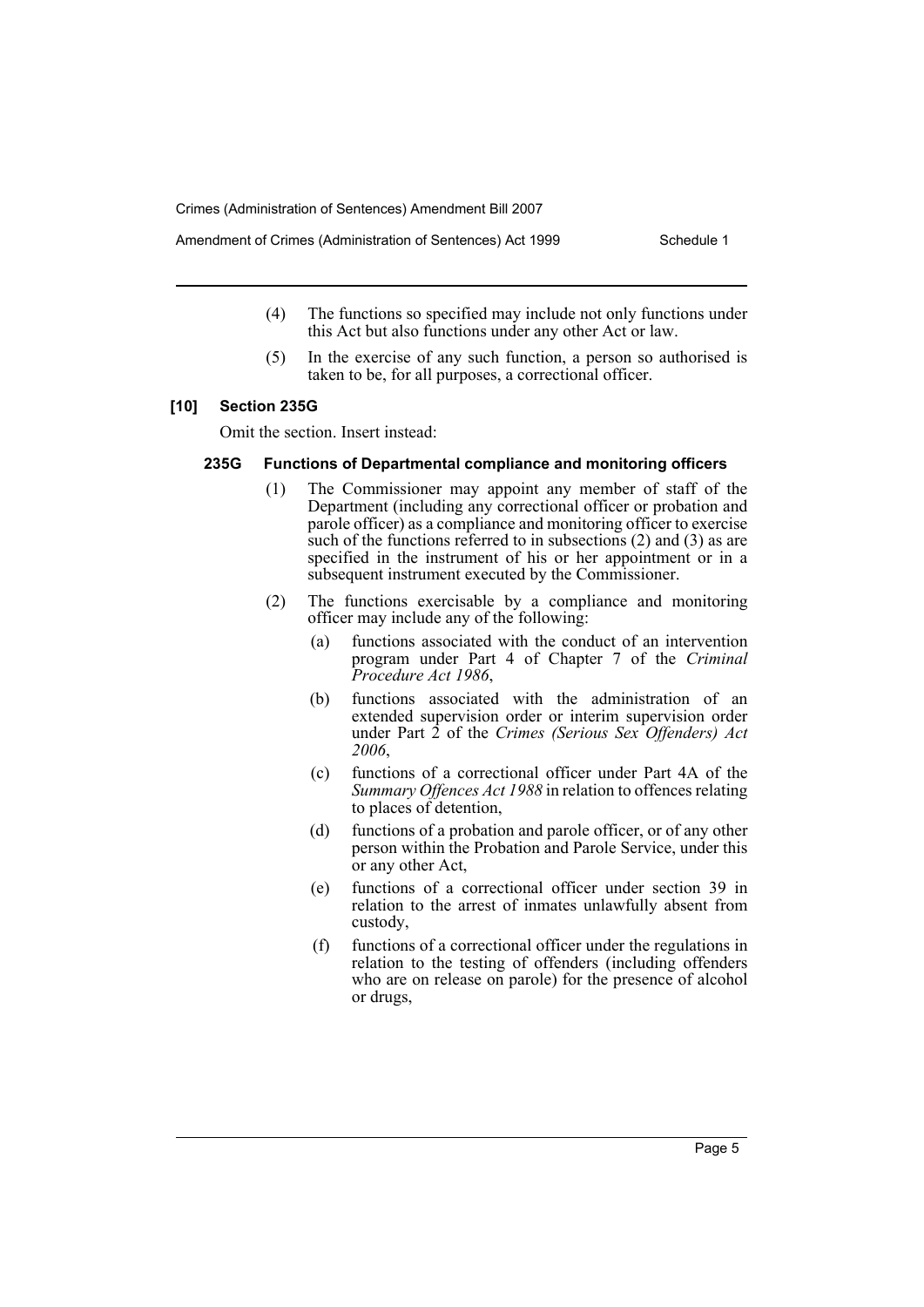(4) The functions so specified may include not only functions under this Act but also functions under any other Act or law.

(5) In the exercise of any such function, a person so authorised is taken to be, for all purposes, a correctional officer.

### [10] Section 235G

Omit the section. Insert instead:

#### 235G Functions of Departmental compliance and monitoring officers

(1) The Commissioner may appoint any member of staff of the Department (including any correctional officer or probation and parole officer) as a compliance and monitoring officer to exercise such of the functions referred to in subsections (2) and (3) as are specified in the instrument of his or her appointment or in a subsequent instrument executed by the Commissioner.

(2) The functions exercisable by a compliance and monitoring officer may include any of the following:

- (a) functions associated with the conduct of an intervention program under Part 4 of Chapter 7 of the *Criminal Procedure Act 1986*,
- (b) functions associated with the administration of an extended supervision order or interim supervision order under Part 2 of the *Crimes (Serious Sex Offenders) Act 2006*,
- (c) functions of a correctional officer under Part 4A of the *Summary Offences Act 1988* in relation to offences relating to places of detention,
- (d) functions of a probation and parole officer, or of any other person within the Probation and Parole Service, under this or any other Act,
- (e) functions of a correctional officer under section 39 in relation to the arrest of inmates unlawfully absent from custody,
- (f) functions of a correctional officer under the regulations in relation to the testing of offenders (including offenders who are on release on parole) for the presence of alcohol or drugs,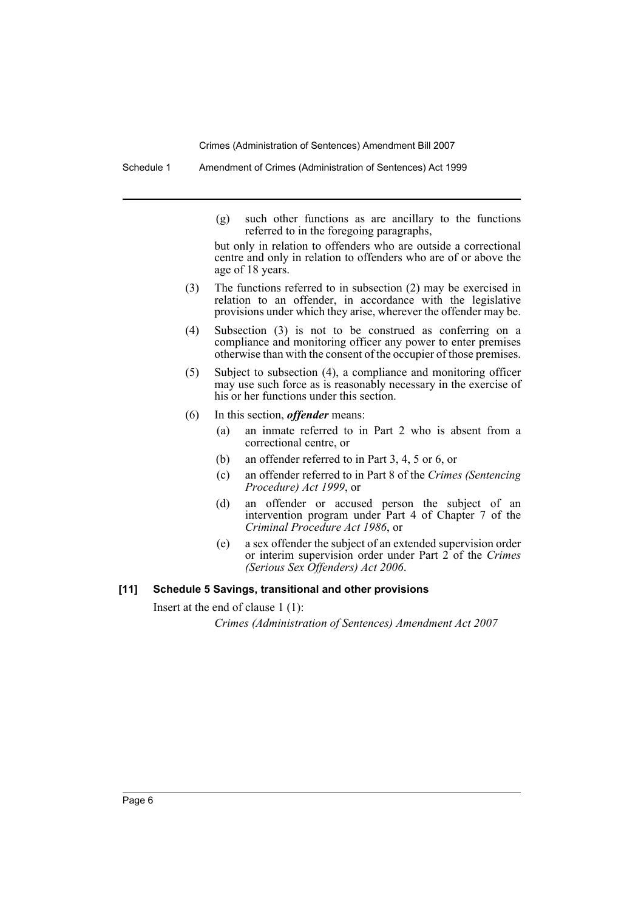(g) such other functions as are ancillary to the functions referred to in the foregoing paragraphs,

but only in relation to offenders who are outside a correctional centre and only in relation to offenders who are of or above the age of 18 years.

(3) The functions referred to in subsection (2) may be exercised in relation to an offender, in accordance with the legislative provisions under which they arise, wherever the offender may be.

(4) Subsection (3) is not to be construed as conferring on a compliance and monitoring officer any power to enter premises otherwise than with the consent of the occupier of those premises.

(5) Subject to subsection (4), a compliance and monitoring officer may use such force as is reasonably necessary in the exercise of his or her functions under this section.

(6) In this section, ***offender*** means:

(a) an inmate referred to in Part 2 who is absent from a correctional centre, or

(b) an offender referred to in Part 3, 4, 5 or 6, or

(c) an offender referred to in Part 8 of the *Crimes (Sentencing Procedure) Act 1999*, or

(d) an offender or accused person the subject of an intervention program under Part 4 of Chapter 7 of the *Criminal Procedure Act 1986*, or

(e) a sex offender the subject of an extended supervision order or interim supervision order under Part 2 of the *Crimes (Serious Sex Offenders) Act 2006*.

**[11] Schedule 5 Savings, transitional and other provisions**

Insert at the end of clause 1 (1):

*Crimes (Administration of Sentences) Amendment Act 2007*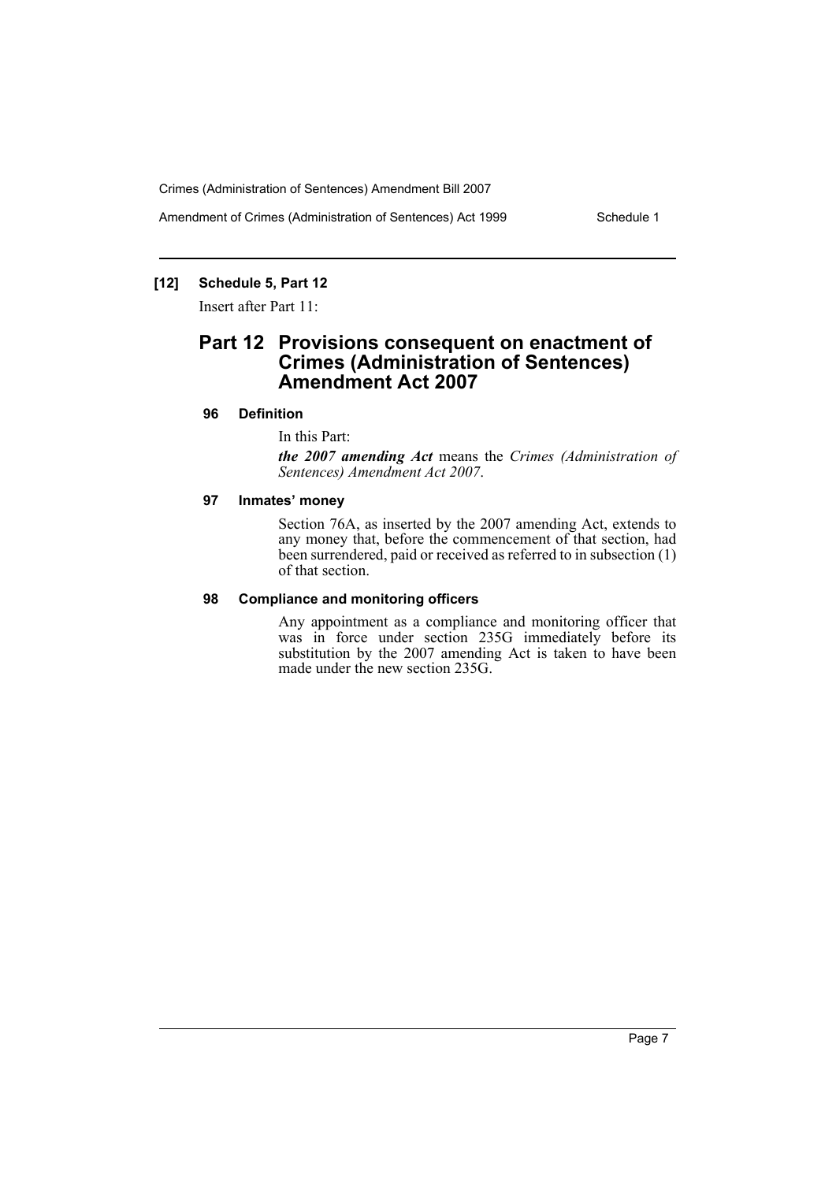**[12] Schedule 5, Part 12**

Insert after Part 11:

## Part 12 Provisions consequent on enactment of Crimes (Administration of Sentences) Amendment Act 2007

#### 96 Definition

In this Part:

***the 2007 amending Act*** means the *Crimes (Administration of Sentences) Amendment Act 2007*.

#### 97 Inmates' money

Section 76A, as inserted by the 2007 amending Act, extends to any money that, before the commencement of that section, had been surrendered, paid or received as referred to in subsection (1) of that section.

#### 98 Compliance and monitoring officers

Any appointment as a compliance and monitoring officer that was in force under section 235G immediately before its substitution by the 2007 amending Act is taken to have been made under the new section 235G.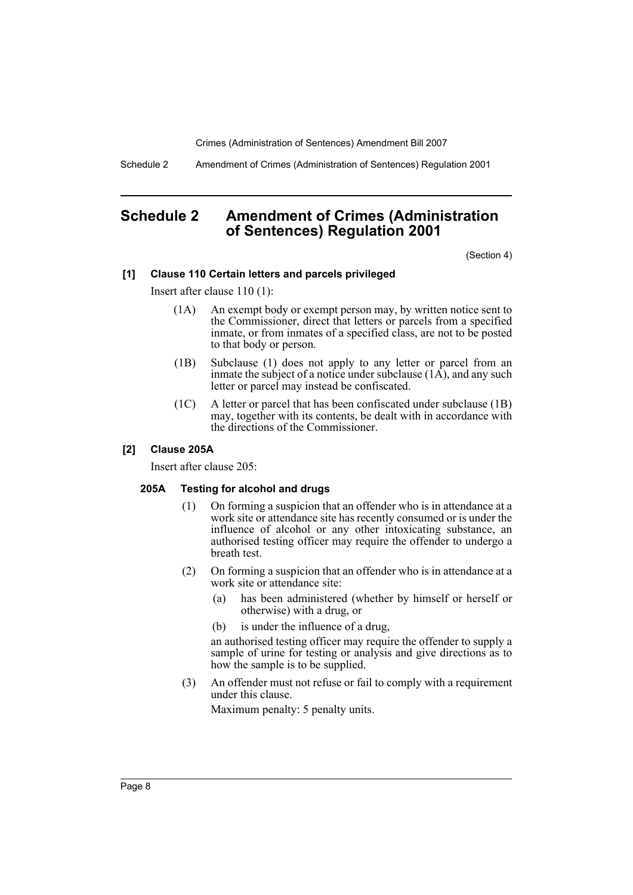# Schedule 2 Amendment of Crimes (Administration of Sentences) Regulation 2001

(Section 4)

**[1] Clause 110 Certain letters and parcels privileged**

Insert after clause 110 (1):

(1A) An exempt body or exempt person may, by written notice sent to the Commissioner, direct that letters or parcels from a specified inmate, or from inmates of a specified class, are not to be posted to that body or person.

(1B) Subclause (1) does not apply to any letter or parcel from an inmate the subject of a notice under subclause (1A), and any such letter or parcel may instead be confiscated.

(1C) A letter or parcel that has been confiscated under subclause (1B) may, together with its contents, be dealt with in accordance with the directions of the Commissioner.

**[2] Clause 205A**

Insert after clause 205:

**205A Testing for alcohol and drugs**

(1) On forming a suspicion that an offender who is in attendance at a work site or attendance site has recently consumed or is under the influence of alcohol or any other intoxicating substance, an authorised testing officer may require the offender to undergo a breath test.

(2) On forming a suspicion that an offender who is in attendance at a work site or attendance site:

(a) has been administered (whether by himself or herself or otherwise) with a drug, or

(b) is under the influence of a drug,

an authorised testing officer may require the offender to supply a sample of urine for testing or analysis and give directions as to how the sample is to be supplied.

(3) An offender must not refuse or fail to comply with a requirement under this clause.

Maximum penalty: 5 penalty units.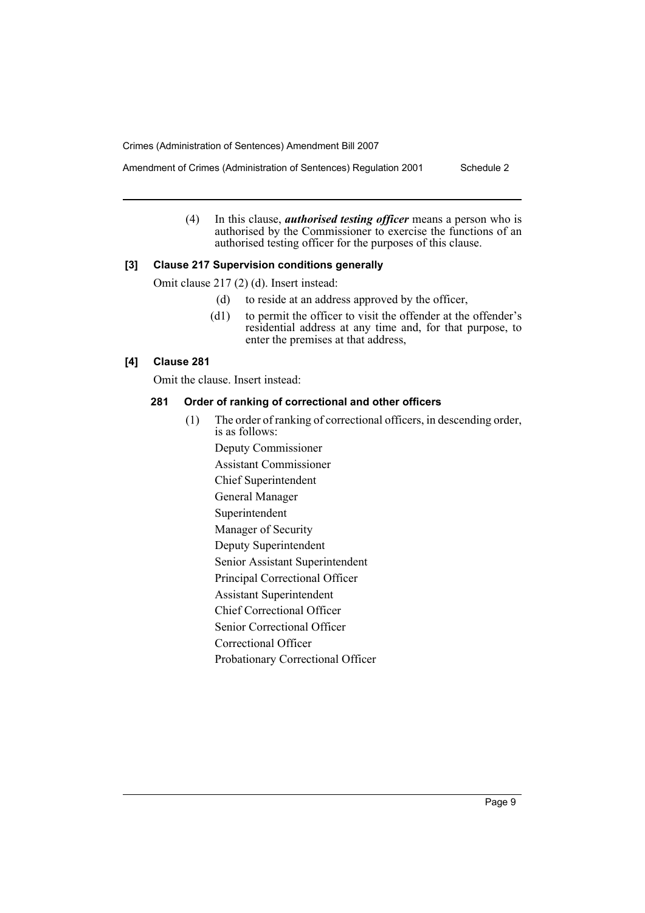(4) In this clause, ***authorised testing officer*** means a person who is authorised by the Commissioner to exercise the functions of an authorised testing officer for the purposes of this clause.

### [3] Clause 217 Supervision conditions generally

Omit clause 217 (2) (d). Insert instead:

(d) to reside at an address approved by the officer,

(d1) to permit the officer to visit the offender at the offender's residential address at any time and, for that purpose, to enter the premises at that address,

### [4] Clause 281

Omit the clause. Insert instead:

#### 281 Order of ranking of correctional and other officers

(1) The order of ranking of correctional officers, in descending order, is as follows:

Deputy Commissioner

Assistant Commissioner

Chief Superintendent

General Manager

Superintendent

Manager of Security

Deputy Superintendent

Senior Assistant Superintendent

Principal Correctional Officer

Assistant Superintendent

Chief Correctional Officer

Senior Correctional Officer

Correctional Officer

Probationary Correctional Officer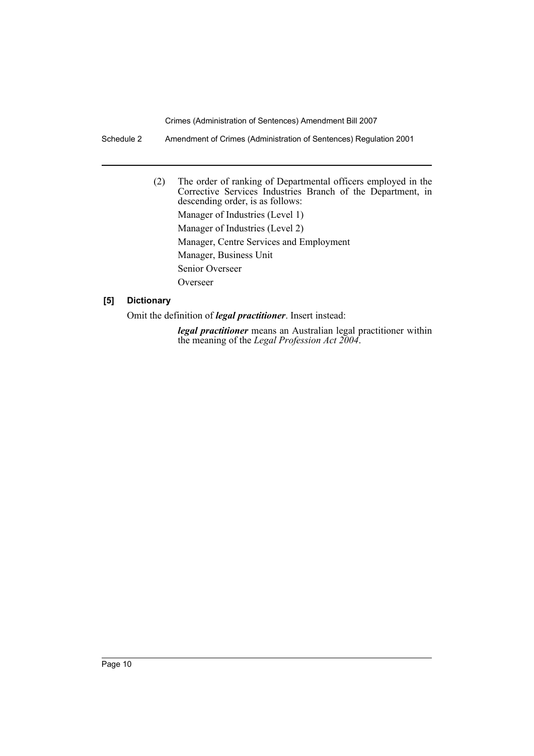(2) The order of ranking of Departmental officers employed in the Corrective Services Industries Branch of the Department, in descending order, is as follows:

Manager of Industries (Level 1)

Manager of Industries (Level 2)

Manager, Centre Services and Employment

Manager, Business Unit

Senior Overseer

Overseer

**[5] Dictionary**

Omit the definition of ***legal practitioner***. Insert instead:

> ***legal practitioner*** means an Australian legal practitioner within the meaning of the *Legal Profession Act 2004*.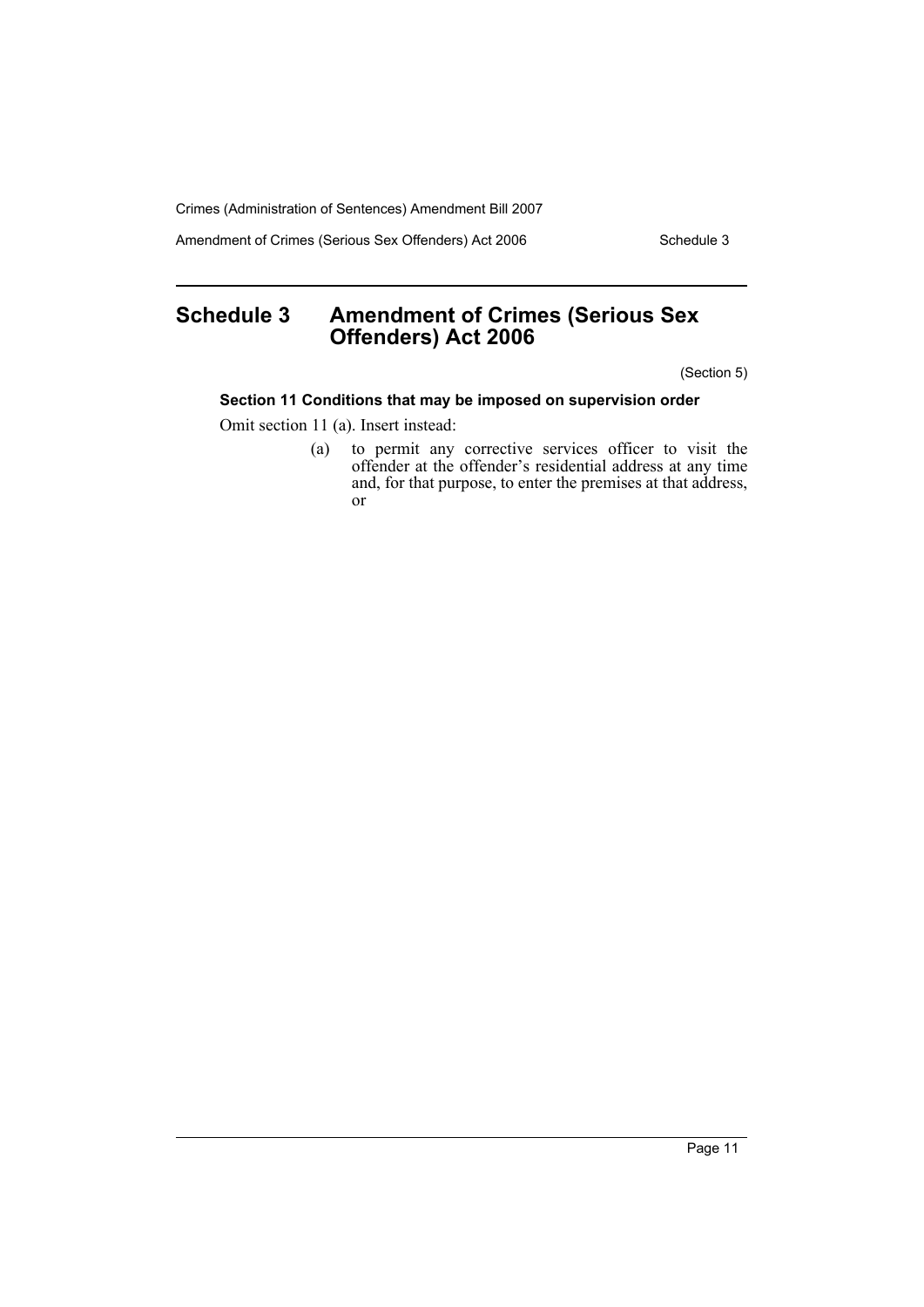# Schedule 3 Amendment of Crimes (Serious Sex Offenders) Act 2006

(Section 5)

### Section 11 Conditions that may be imposed on supervision order

Omit section 11 (a). Insert instead:

> (a) to permit any corrective services officer to visit the offender at the offender's residential address at any time and, for that purpose, to enter the premises at that address, or